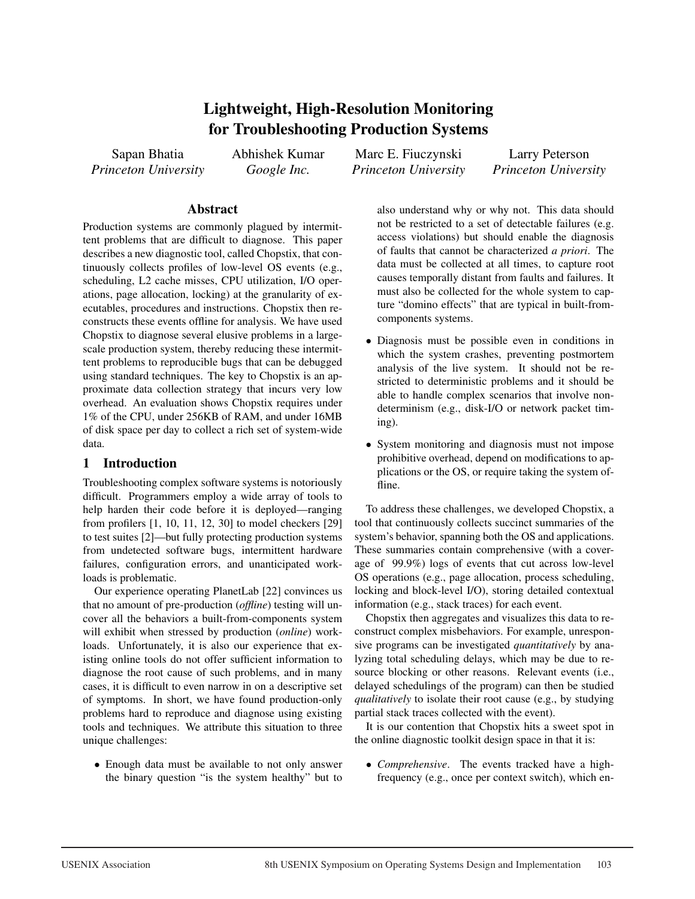# Lightweight, High-Resolution Monitoring for Troubleshooting Production Systems

Sapan Bhatia, *Princeton University*
Abhishek Kumar, *Google Inc.*
Marc E. Fiuczynski, *Princeton University*
Larry Peterson, *Princeton University*

## Abstract

Production systems are commonly plagued by intermittent problems that are difficult to diagnose. This paper describes a new diagnostic tool, called Chopstix, that continuously collects profiles of low-level OS events (e.g., scheduling, L2 cache misses, CPU utilization, I/O operations, page allocation, locking) at the granularity of executables, procedures and instructions. Chopstix then reconstructs these events offline for analysis. We have used Chopstix to diagnose several elusive problems in a large-scale production system, thereby reducing these intermittent problems to reproducible bugs that can be debugged using standard techniques. The key to Chopstix is an approximate data collection strategy that incurs very low overhead. An evaluation shows Chopstix requires under 1% of the CPU, under 256KB of RAM, and under 16MB of disk space per day to collect a rich set of system-wide data.

## 1 Introduction

Troubleshooting complex software systems is notoriously difficult. Programmers employ a wide array of tools to help harden their code before it is deployed—ranging from profilers [1, 10, 11, 12, 30] to model checkers [29] to test suites [2]—but fully protecting production systems from undetected software bugs, intermittent hardware failures, configuration errors, and unanticipated workloads is problematic.

Our experience operating PlanetLab [22] convinces us that no amount of pre-production (*offline*) testing will uncover all the behaviors a built-from-components system will exhibit when stressed by production (*online*) workloads. Unfortunately, it is also our experience that existing online tools do not offer sufficient information to diagnose the root cause of such problems, and in many cases, it is difficult to even narrow in on a descriptive set of symptoms. In short, we have found production-only problems hard to reproduce and diagnose using existing tools and techniques. We attribute this situation to three unique challenges:

- Enough data must be available to not only answer the binary question "is the system healthy" but to also understand why or why not. This data should not be restricted to a set of detectable failures (e.g. access violations) but should enable the diagnosis of faults that cannot be characterized *a priori*. The data must be collected at all times, to capture root causes temporally distant from faults and failures. It must also be collected for the whole system to capture "domino effects" that are typical in built-from-components systems.
- Diagnosis must be possible even in conditions in which the system crashes, preventing postmortem analysis of the live system. It should not be restricted to deterministic problems and it should be able to handle complex scenarios that involve nondeterminism (e.g., disk-I/O or network packet timing).
- System monitoring and diagnosis must not impose prohibitive overhead, depend on modifications to applications or the OS, or require taking the system offline.

To address these challenges, we developed Chopstix, a tool that continuously collects succinct summaries of the system's behavior, spanning both the OS and applications. These summaries contain comprehensive (with a coverage of 99.9%) logs of events that cut across low-level OS operations (e.g., page allocation, process scheduling, locking and block-level I/O), storing detailed contextual information (e.g., stack traces) for each event.

Chopstix then aggregates and visualizes this data to reconstruct complex misbehaviors. For example, unresponsive programs can be investigated *quantitatively* by analyzing total scheduling delays, which may be due to resource blocking or other reasons. Relevant events (i.e., delayed schedulings of the program) can then be studied *qualitatively* to isolate their root cause (e.g., by studying partial stack traces collected with the event).

It is our contention that Chopstix hits a sweet spot in the online diagnostic toolkit design space in that it is:

- *Comprehensive*. The events tracked have a high-frequency (e.g., once per context switch), which en-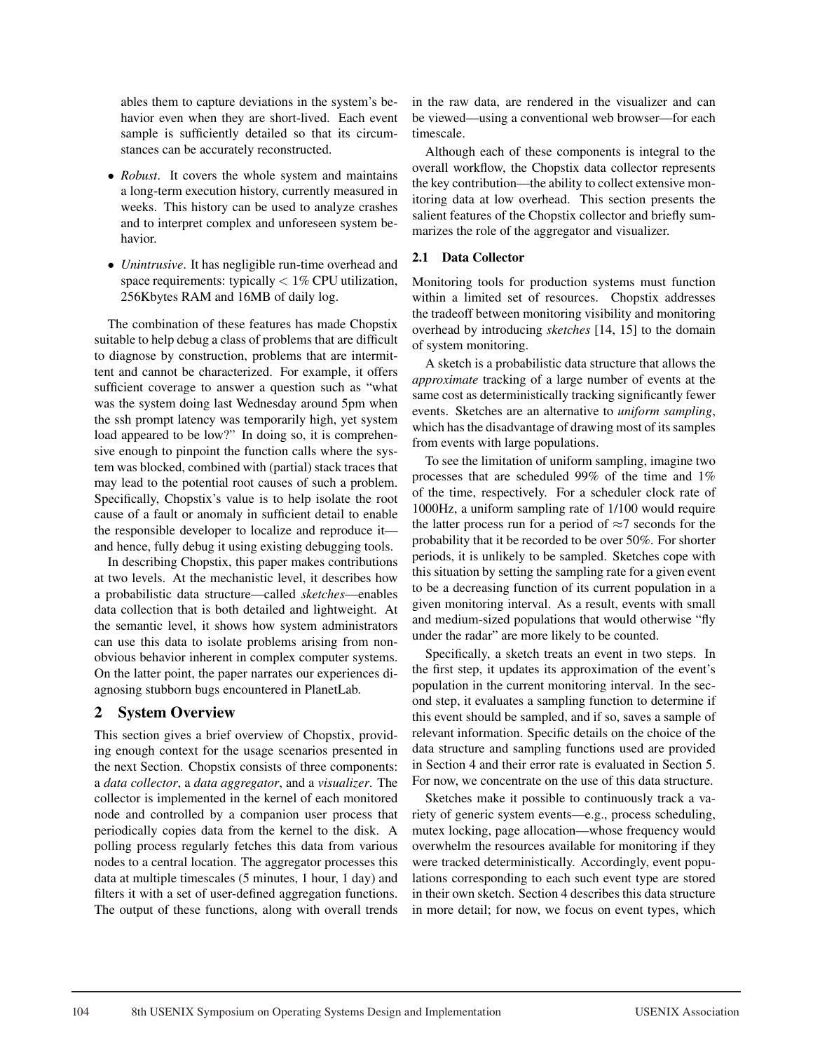ables them to capture deviations in the system's behavior even when they are short-lived. Each event sample is sufficiently detailed so that its circumstances can be accurately reconstructed.

- *Robust*. It covers the whole system and maintains a long-term execution history, currently measured in weeks. This history can be used to analyze crashes and to interpret complex and unforeseen system behavior.

- *Unintrusive*. It has negligible run-time overhead and space requirements: typically $< 1\%$ CPU utilization, 256Kbytes RAM and 16MB of daily log.

The combination of these features has made Chopstix suitable to help debug a class of problems that are difficult to diagnose by construction, problems that are intermittent and cannot be characterized. For example, it offers sufficient coverage to answer a question such as "what was the system doing last Wednesday around 5pm when the ssh prompt latency was temporarily high, yet system load appeared to be low?" In doing so, it is comprehensive enough to pinpoint the function calls where the system was blocked, combined with (partial) stack traces that may lead to the potential root causes of such a problem. Specifically, Chopstix's value is to help isolate the root cause of a fault or anomaly in sufficient detail to enable the responsible developer to localize and reproduce it—and hence, fully debug it using existing debugging tools.

In describing Chopstix, this paper makes contributions at two levels. At the mechanistic level, it describes how a probabilistic data structure—called *sketches*—enables data collection that is both detailed and lightweight. At the semantic level, it shows how system administrators can use this data to isolate problems arising from non-obvious behavior inherent in complex computer systems. On the latter point, the paper narrates our experiences diagnosing stubborn bugs encountered in PlanetLab.

## 2 System Overview

This section gives a brief overview of Chopstix, providing enough context for the usage scenarios presented in the next Section. Chopstix consists of three components: a *data collector*, a *data aggregator*, and a *visualizer*. The collector is implemented in the kernel of each monitored node and controlled by a companion user process that periodically copies data from the kernel to the disk. A polling process regularly fetches this data from various nodes to a central location. The aggregator processes this data at multiple timescales (5 minutes, 1 hour, 1 day) and filters it with a set of user-defined aggregation functions. The output of these functions, along with overall trends in the raw data, are rendered in the visualizer and can be viewed—using a conventional web browser—for each timescale.

Although each of these components is integral to the overall workflow, the Chopstix data collector represents the key contribution—the ability to collect extensive monitoring data at low overhead. This section presents the salient features of the Chopstix collector and briefly summarizes the role of the aggregator and visualizer.

### 2.1 Data Collector

Monitoring tools for production systems must function within a limited set of resources. Chopstix addresses the tradeoff between monitoring visibility and monitoring overhead by introducing *sketches* [14, 15] to the domain of system monitoring.

A sketch is a probabilistic data structure that allows the *approximate* tracking of a large number of events at the same cost as deterministically tracking significantly fewer events. Sketches are an alternative to *uniform sampling*, which has the disadvantage of drawing most of its samples from events with large populations.

To see the limitation of uniform sampling, imagine two processes that are scheduled 99% of the time and 1% of the time, respectively. For a scheduler clock rate of 1000Hz, a uniform sampling rate of 1/100 would require the latter process run for a period of $\approx$7 seconds for the probability that it be recorded to be over 50%. For shorter periods, it is unlikely to be sampled. Sketches cope with this situation by setting the sampling rate for a given event to be a decreasing function of its current population in a given monitoring interval. As a result, events with small and medium-sized populations that would otherwise "fly under the radar" are more likely to be counted.

Specifically, a sketch treats an event in two steps. In the first step, it updates its approximation of the event's population in the current monitoring interval. In the second step, it evaluates a sampling function to determine if this event should be sampled, and if so, saves a sample of relevant information. Specific details on the choice of the data structure and sampling functions used are provided in Section 4 and their error rate is evaluated in Section 5. For now, we concentrate on the use of this data structure.

Sketches make it possible to continuously track a variety of generic system events—e.g., process scheduling, mutex locking, page allocation—whose frequency would overwhelm the resources available for monitoring if they were tracked deterministically. Accordingly, event populations corresponding to each such event type are stored in their own sketch. Section 4 describes this data structure in more detail; for now, we focus on event types, which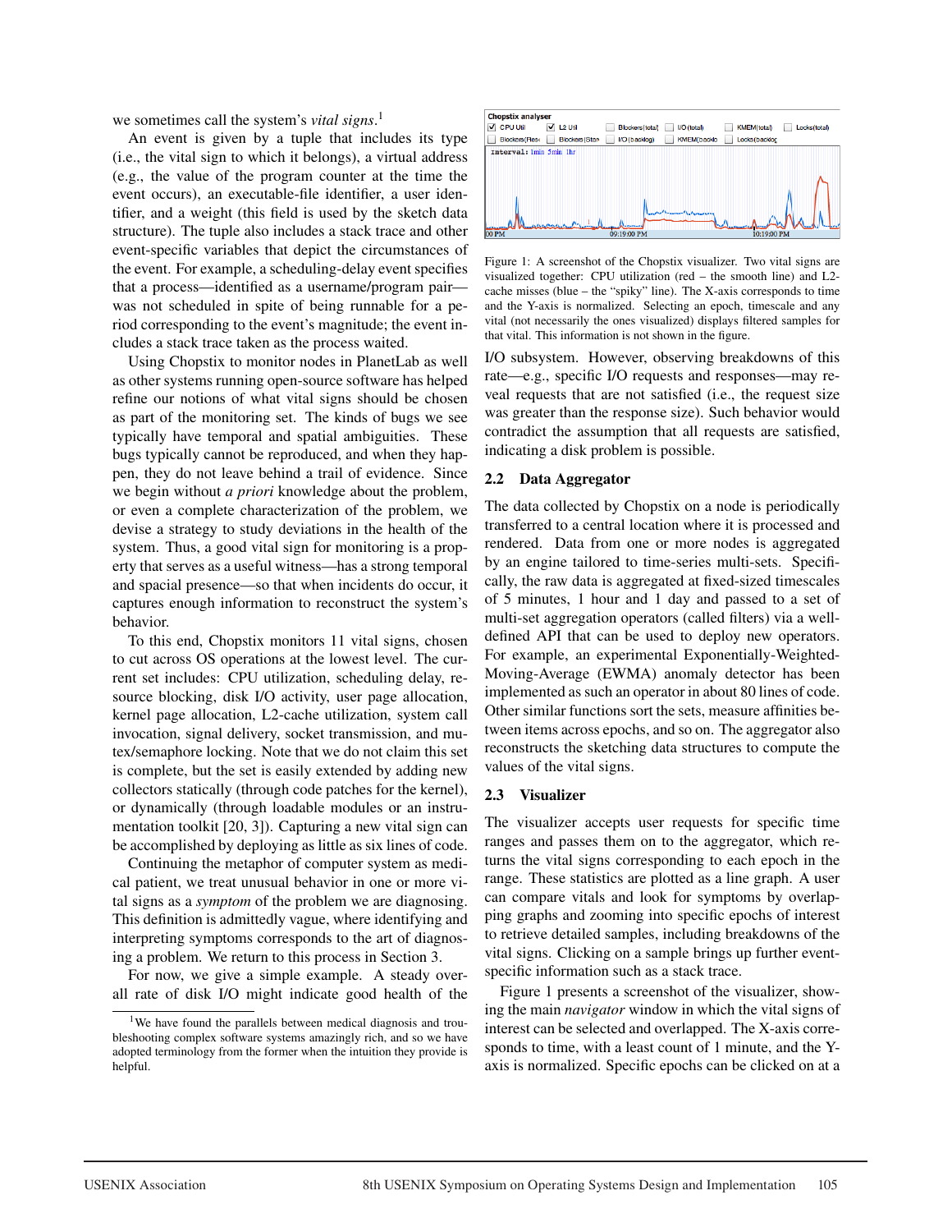we sometimes call the system's *vital signs*.[1]

An event is given by a tuple that includes its type (i.e., the vital sign to which it belongs), a virtual address (e.g., the value of the program counter at the time the event occurs), an executable-file identifier, a user identifier, and a weight (this field is used by the sketch data structure). The tuple also includes a stack trace and other event-specific variables that depict the circumstances of the event. For example, a scheduling-delay event specifies that a process—identified as a username/program pair—was not scheduled in spite of being runnable for a period corresponding to the event's magnitude; the event includes a stack trace taken as the process waited.

Using Chopstix to monitor nodes in PlanetLab as well as other systems running open-source software has helped refine our notions of what vital signs should be chosen as part of the monitoring set. The kinds of bugs we see typically have temporal and spatial ambiguities. These bugs typically cannot be reproduced, and when they happen, they do not leave behind a trail of evidence. Since we begin without *a priori* knowledge about the problem, or even a complete characterization of the problem, we devise a strategy to study deviations in the health of the system. Thus, a good vital sign for monitoring is a property that serves as a useful witness—has a strong temporal and spacial presence—so that when incidents do occur, it captures enough information to reconstruct the system's behavior.

To this end, Chopstix monitors 11 vital signs, chosen to cut across OS operations at the lowest level. The current set includes: CPU utilization, scheduling delay, resource blocking, disk I/O activity, user page allocation, kernel page allocation, L2-cache utilization, system call invocation, signal delivery, socket transmission, and mutex/semaphore locking. Note that we do not claim this set is complete, but the set is easily extended by adding new collectors statically (through code patches for the kernel), or dynamically (through loadable modules or an instrumentation toolkit [20, 3]). Capturing a new vital sign can be accomplished by deploying as little as six lines of code.

Continuing the metaphor of computer system as medical patient, we treat unusual behavior in one or more vital signs as a *symptom* of the problem we are diagnosing. This definition is admittedly vague, where identifying and interpreting symptoms corresponds to the art of diagnosing a problem. We return to this process in Section 3.

For now, we give a simple example. A steady overall rate of disk I/O might indicate good health of the I/O subsystem. However, observing breakdowns of this rate—e.g., specific I/O requests and responses—may reveal requests that are not satisfied (i.e., the request size was greater than the response size). Such behavior would contradict the assumption that all requests are satisfied, indicating a disk problem is possible.

[1] We have found the parallels between medical diagnosis and troubleshooting complex software systems amazingly rich, and so we have adopted terminology from the former when the intuition they provide is helpful.

Figure 1: A screenshot of the Chopstix visualizer. Two vital signs are visualized together: CPU utilization (red – the smooth line) and L2-cache misses (blue – the "spiky" line). The X-axis corresponds to time and the Y-axis is normalized. Selecting an epoch, timescale and any vital (not necessarily the ones visualized) displays filtered samples for that vital. This information is not shown in the figure.

## 2.2 Data Aggregator

The data collected by Chopstix on a node is periodically transferred to a central location where it is processed and rendered. Data from one or more nodes is aggregated by an engine tailored to time-series multi-sets. Specifically, the raw data is aggregated at fixed-sized timescales of 5 minutes, 1 hour and 1 day and passed to a set of multi-set aggregation operators (called filters) via a well-defined API that can be used to deploy new operators. For example, an experimental Exponentially-Weighted-Moving-Average (EWMA) anomaly detector has been implemented as such an operator in about 80 lines of code. Other similar functions sort the sets, measure affinities between items across epochs, and so on. The aggregator also reconstructs the sketching data structures to compute the values of the vital signs.

## 2.3 Visualizer

The visualizer accepts user requests for specific time ranges and passes them on to the aggregator, which returns the vital signs corresponding to each epoch in the range. These statistics are plotted as a line graph. A user can compare vitals and look for symptoms by overlapping graphs and zooming into specific epochs of interest to retrieve detailed samples, including breakdowns of the vital signs. Clicking on a sample brings up further event-specific information such as a stack trace.

Figure 1 presents a screenshot of the visualizer, showing the main *navigator* window in which the vital signs of interest can be selected and overlapped. The X-axis corresponds to time, with a least count of 1 minute, and the Y-axis is normalized. Specific epochs can be clicked on at a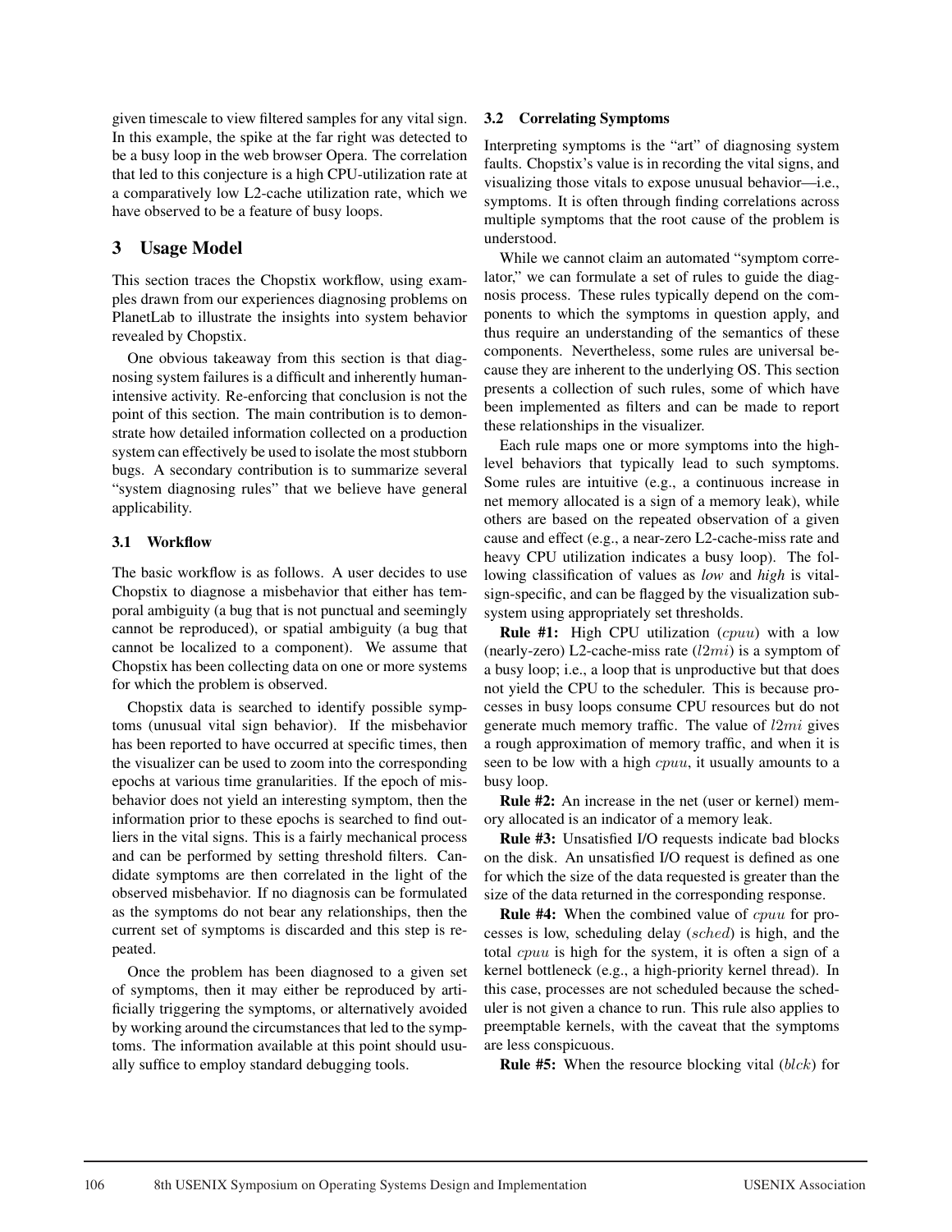given timescale to view filtered samples for any vital sign. In this example, the spike at the far right was detected to be a busy loop in the web browser Opera. The correlation that led to this conjecture is a high CPU-utilization rate at a comparatively low L2-cache utilization rate, which we have observed to be a feature of busy loops.

## 3 Usage Model

This section traces the Chopstix workflow, using examples drawn from our experiences diagnosing problems on PlanetLab to illustrate the insights into system behavior revealed by Chopstix.

One obvious takeaway from this section is that diagnosing system failures is a difficult and inherently human-intensive activity. Re-enforcing that conclusion is not the point of this section. The main contribution is to demonstrate how detailed information collected on a production system can effectively be used to isolate the most stubborn bugs. A secondary contribution is to summarize several "system diagnosing rules" that we believe have general applicability.

### 3.1 Workflow

The basic workflow is as follows. A user decides to use Chopstix to diagnose a misbehavior that either has temporal ambiguity (a bug that is not punctual and seemingly cannot be reproduced), or spatial ambiguity (a bug that cannot be localized to a component). We assume that Chopstix has been collecting data on one or more systems for which the problem is observed.

Chopstix data is searched to identify possible symptoms (unusual vital sign behavior). If the misbehavior has been reported to have occurred at specific times, then the visualizer can be used to zoom into the corresponding epochs at various time granularities. If the epoch of misbehavior does not yield an interesting symptom, then the information prior to these epochs is searched to find outliers in the vital signs. This is a fairly mechanical process and can be performed by setting threshold filters. Candidate symptoms are then correlated in the light of the observed misbehavior. If no diagnosis can be formulated as the symptoms do not bear any relationships, then the current set of symptoms is discarded and this step is repeated.

Once the problem has been diagnosed to a given set of symptoms, then it may either be reproduced by artificially triggering the symptoms, or alternatively avoided by working around the circumstances that led to the symptoms. The information available at this point should usually suffice to employ standard debugging tools.

### 3.2 Correlating Symptoms

Interpreting symptoms is the "art" of diagnosing system faults. Chopstix's value is in recording the vital signs, and visualizing those vitals to expose unusual behavior—i.e., symptoms. It is often through finding correlations across multiple symptoms that the root cause of the problem is understood.

While we cannot claim an automated "symptom correlator," we can formulate a set of rules to guide the diagnosis process. These rules typically depend on the components to which the symptoms in question apply, and thus require an understanding of the semantics of these components. Nevertheless, some rules are universal because they are inherent to the underlying OS. This section presents a collection of such rules, some of which have been implemented as filters and can be made to report these relationships in the visualizer.

Each rule maps one or more symptoms into the high-level behaviors that typically lead to such symptoms. Some rules are intuitive (e.g., a continuous increase in net memory allocated is a sign of a memory leak), while others are based on the repeated observation of a given cause and effect (e.g., a near-zero L2-cache-miss rate and heavy CPU utilization indicates a busy loop). The following classification of values as *low* and *high* is vital-sign-specific, and can be flagged by the visualization subsystem using appropriately set thresholds.

**Rule #1:** High CPU utilization ($cpuu$) with a low (nearly-zero) L2-cache-miss rate ($l2mi$) is a symptom of a busy loop; i.e., a loop that is unproductive but that does not yield the CPU to the scheduler. This is because processes in busy loops consume CPU resources but do not generate much memory traffic. The value of $l2mi$ gives a rough approximation of memory traffic, and when it is seen to be low with a high $cpuu$, it usually amounts to a busy loop.

**Rule #2:** An increase in the net (user or kernel) memory allocated is an indicator of a memory leak.

**Rule #3:** Unsatisfied I/O requests indicate bad blocks on the disk. An unsatisfied I/O request is defined as one for which the size of the data requested is greater than the size of the data returned in the corresponding response.

**Rule #4:** When the combined value of $cpuu$ for processes is low, scheduling delay ($sched$) is high, and the total $cpuu$ is high for the system, it is often a sign of a kernel bottleneck (e.g., a high-priority kernel thread). In this case, processes are not scheduled because the scheduler is not given a chance to run. This rule also applies to preemptable kernels, with the caveat that the symptoms are less conspicuous.

**Rule #5:** When the resource blocking vital ($blck$) for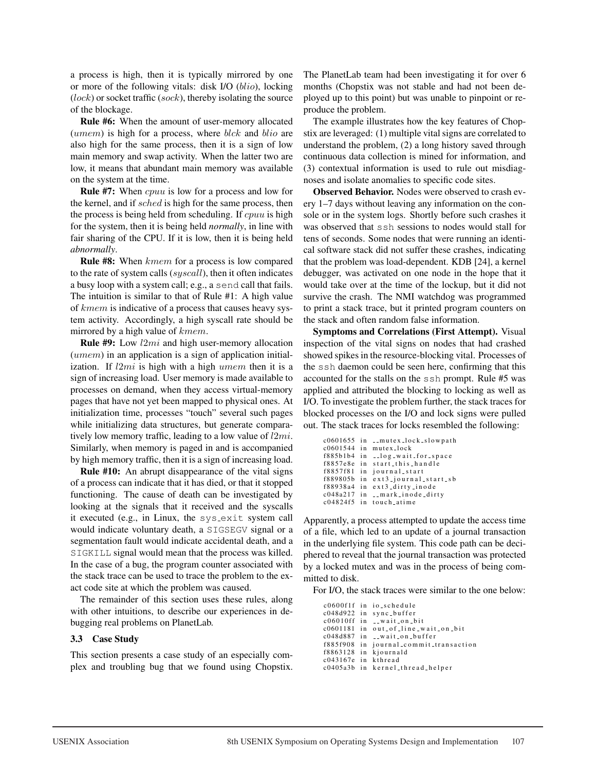a process is high, then it is typically mirrored by one or more of the following vitals: disk I/O (*blio*), locking (*lock*) or socket traffic (*sock*), thereby isolating the source of the blockage.

**Rule #6:** When the amount of user-memory allocated (*umem*) is high for a process, where *blck* and *blio* are also high for the same process, then it is a sign of low main memory and swap activity. When the latter two are low, it means that abundant main memory was available on the system at the time.

**Rule #7:** When *cpuu* is low for a process and low for the kernel, and if *sched* is high for the same process, then the process is being held from scheduling. If *cpuu* is high for the system, then it is being held ***normally***, in line with fair sharing of the CPU. If it is low, then it is being held ***abnormally***.

**Rule #8:** When *kmem* for a process is low compared to the rate of system calls (*syscall*), then it often indicates a busy loop with a system call; e.g., a `send` call that fails. The intuition is similar to that of Rule #1: A high value of *kmem* is indicative of a process that causes heavy system activity. Accordingly, a high syscall rate should be mirrored by a high value of *kmem*.

**Rule #9:** Low *l2mi* and high user-memory allocation (*umem*) in an application is a sign of application initialization. If *l2mi* is high with a high *umem* then it is a sign of increasing load. User memory is made available to processes on demand, when they access virtual-memory pages that have not yet been mapped to physical ones. At initialization time, processes "touch" several such pages while initializing data structures, but generate comparatively low memory traffic, leading to a low value of *l2mi*. Similarly, when memory is paged in and is accompanied by high memory traffic, then it is a sign of increasing load.

**Rule #10:** An abrupt disappearance of the vital signs of a process can indicate that it has died, or that it stopped functioning. The cause of death can be investigated by looking at the signals that it received and the syscalls it executed (e.g., in Linux, the `sys_exit` system call would indicate voluntary death, a `SIGSEGV` signal or a segmentation fault would indicate accidental death, and a `SIGKILL` signal would mean that the process was killed. In the case of a bug, the program counter associated with the stack trace can be used to trace the problem to the exact code site at which the problem was caused.

The remainder of this section uses these rules, along with other intuitions, to describe our experiences in debugging real problems on PlanetLab.

### 3.3 Case Study

This section presents a case study of an especially complex and troubling bug that we found using Chopstix. The PlanetLab team had been investigating it for over 6 months (Chopstix was not stable and had not been deployed up to this point) but was unable to pinpoint or reproduce the problem.

The example illustrates how the key features of Chopstix are leveraged: (1) multiple vital signs are correlated to understand the problem, (2) a long history saved through continuous data collection is mined for information, and (3) contextual information is used to rule out misdiagnoses and isolate anomalies to specific code sites.

**Observed Behavior.** Nodes were observed to crash every 1–7 days without leaving any information on the console or in the system logs. Shortly before such crashes it was observed that `ssh` sessions to nodes would stall for tens of seconds. Some nodes that were running an identical software stack did not suffer these crashes, indicating that the problem was load-dependent. KDB [24], a kernel debugger, was activated on one node in the hope that it would take over at the time of the lockup, but it did not survive the crash. The NMI watchdog was programmed to print a stack trace, but it printed program counters on the stack and often random false information.

**Symptoms and Correlations (First Attempt).** Visual inspection of the vital signs on nodes that had crashed showed spikes in the resource-blocking vital. Processes of the `ssh` daemon could be seen here, confirming that this accounted for the stalls on the `ssh` prompt. Rule #5 was applied and attributed the blocking to locking as well as I/O. To investigate the problem further, the stack traces for blocked processes on the I/O and lock signs were pulled out. The stack traces for locks resembled the following:

```
c0601655 in __mutex_lock_slowpath
c0601544 in mutex_lock
f885b1b4 in __log_wait_for_space
f8857e8e in start_this_handle
f8857f81 in journal_start
f889805b in ext3_journal_start_sb
f88938a4 in ext3_dirty_inode
c048a217 in __mark_inode_dirty
c04824f5 in touch_atime
```

Apparently, a process attempted to update the access time of a file, which led to an update of a journal transaction in the underlying file system. This code path can be deciphered to reveal that the journal transaction was protected by a locked mutex and was in the process of being committed to disk.

For I/O, the stack traces were similar to the one below:

```
c0600f1f in io_schedule
c048d922 in sync_buffer
c06010ff in __wait_on_bit
c0601181 in out_of_line_wait_on_bit
c048d887 in __wait_on_buffer
f885f908 in journal_commit_transaction
f8863128 in kjournald
c043167e in kthread
c0405a3b in kernel_thread_helper
```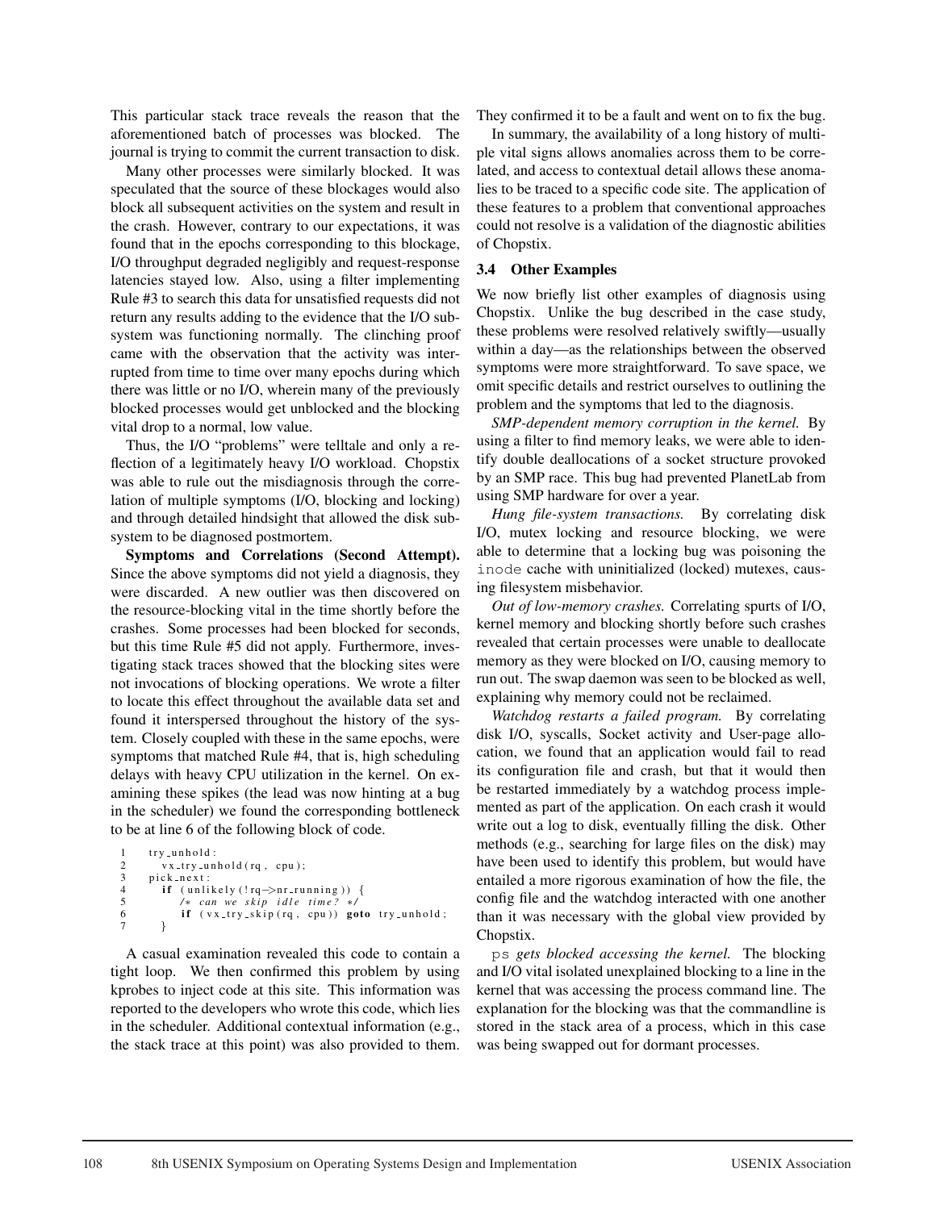This particular stack trace reveals the reason that the aforementioned batch of processes was blocked. The journal is trying to commit the current transaction to disk.

Many other processes were similarly blocked. It was speculated that the source of these blockages would also block all subsequent activities on the system and result in the crash. However, contrary to our expectations, it was found that in the epochs corresponding to this blockage, I/O throughput degraded negligibly and request-response latencies stayed low. Also, using a filter implementing Rule #3 to search this data for unsatisfied requests did not return any results adding to the evidence that the I/O subsystem was functioning normally. The clinching proof came with the observation that the activity was interrupted from time to time over many epochs during which there was little or no I/O, wherein many of the previously blocked processes would get unblocked and the blocking vital drop to a normal, low value.

Thus, the I/O "problems" were telltale and only a reflection of a legitimately heavy I/O workload. Chopstix was able to rule out the misdiagnosis through the correlation of multiple symptoms (I/O, blocking and locking) and through detailed hindsight that allowed the disk subsystem to be diagnosed postmortem.

**Symptoms and Correlations (Second Attempt).** Since the above symptoms did not yield a diagnosis, they were discarded. A new outlier was then discovered on the resource-blocking vital in the time shortly before the crashes. Some processes had been blocked for seconds, but this time Rule #5 did not apply. Furthermore, investigating stack traces showed that the blocking sites were not invocations of blocking operations. We wrote a filter to locate this effect throughout the available data set and found it interspersed throughout the history of the system. Closely coupled with these in the same epochs, were symptoms that matched Rule #4, that is, high scheduling delays with heavy CPU utilization in the kernel. On examining these spikes (the lead was now hinting at a bug in the scheduler) we found the corresponding bottleneck to be at line 6 of the following block of code.

```
1    try_unhold:
2      vx_try_unhold(rq, cpu);
3    pick_next:
4      if (unlikely(!rq->nr_running)) {
5          /* can we skip idle time? */
6          if (vx_try_skip(rq, cpu)) goto try_unhold;
7      }
```

A casual examination revealed this code to contain a tight loop. We then confirmed this problem by using kprobes to inject code at this site. This information was reported to the developers who wrote this code, which lies in the scheduler. Additional contextual information (e.g., the stack trace at this point) was also provided to them. They confirmed it to be a fault and went on to fix the bug.

In summary, the availability of a long history of multiple vital signs allows anomalies across them to be correlated, and access to contextual detail allows these anomalies to be traced to a specific code site. The application of these features to a problem that conventional approaches could not resolve is a validation of the diagnostic abilities of Chopstix.

### 3.4 Other Examples

We now briefly list other examples of diagnosis using Chopstix. Unlike the bug described in the case study, these problems were resolved relatively swiftly—usually within a day—as the relationships between the observed symptoms were more straightforward. To save space, we omit specific details and restrict ourselves to outlining the problem and the symptoms that led to the diagnosis.

*SMP-dependent memory corruption in the kernel.* By using a filter to find memory leaks, we were able to identify double deallocations of a socket structure provoked by an SMP race. This bug had prevented PlanetLab from using SMP hardware for over a year.

*Hung file-system transactions.* By correlating disk I/O, mutex locking and resource blocking, we were able to determine that a locking bug was poisoning the `inode` cache with uninitialized (locked) mutexes, causing filesystem misbehavior.

*Out of low-memory crashes.* Correlating spurts of I/O, kernel memory and blocking shortly before such crashes revealed that certain processes were unable to deallocate memory as they were blocked on I/O, causing memory to run out. The swap daemon was seen to be blocked as well, explaining why memory could not be reclaimed.

*Watchdog restarts a failed program.* By correlating disk I/O, syscalls, Socket activity and User-page allocation, we found that an application would fail to read its configuration file and crash, but that it would then be restarted immediately by a watchdog process implemented as part of the application. On each crash it would write out a log to disk, eventually filling the disk. Other methods (e.g., searching for large files on the disk) may have been used to identify this problem, but would have entailed a more rigorous examination of how the file, the config file and the watchdog interacted with one another than it was necessary with the global view provided by Chopstix.

`ps` *gets blocked accessing the kernel.* The blocking and I/O vital isolated unexplained blocking to a line in the kernel that was accessing the process command line. The explanation for the blocking was that the commandline is stored in the stack area of a process, which in this case was being swapped out for dormant processes.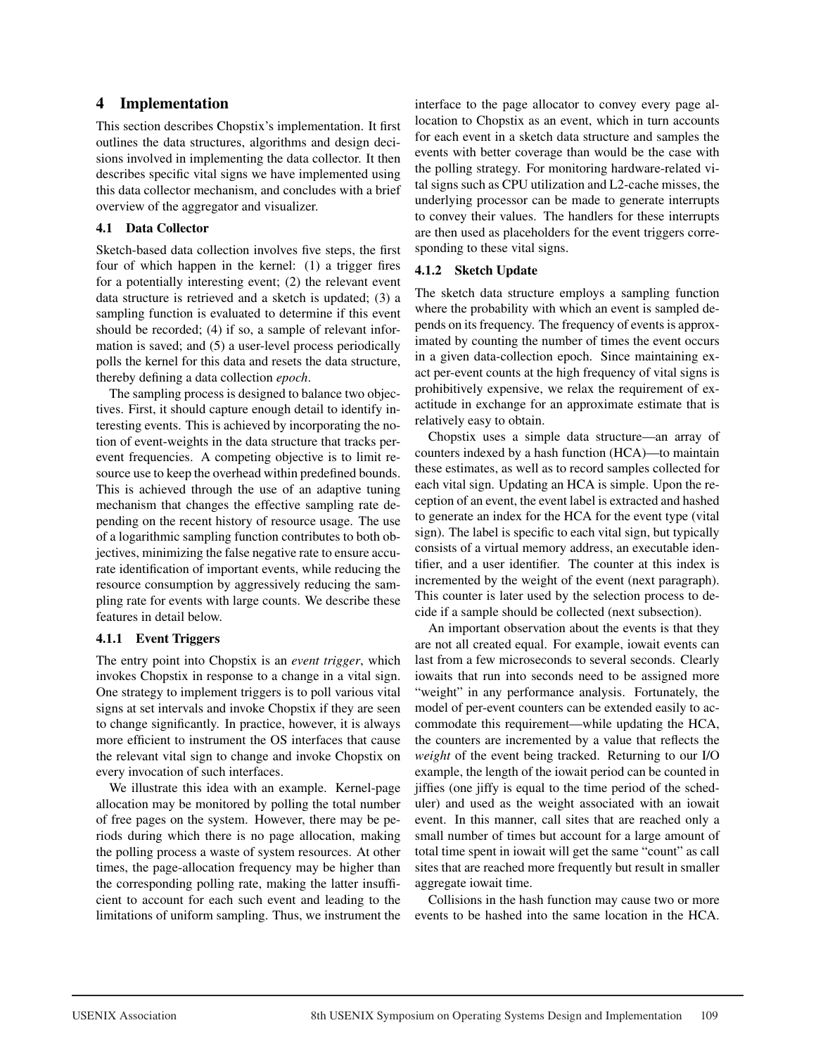## 4 Implementation

This section describes Chopstix's implementation. It first outlines the data structures, algorithms and design decisions involved in implementing the data collector. It then describes specific vital signs we have implemented using this data collector mechanism, and concludes with a brief overview of the aggregator and visualizer.

### 4.1 Data Collector

Sketch-based data collection involves five steps, the first four of which happen in the kernel: (1) a trigger fires for a potentially interesting event; (2) the relevant event data structure is retrieved and a sketch is updated; (3) a sampling function is evaluated to determine if this event should be recorded; (4) if so, a sample of relevant information is saved; and (5) a user-level process periodically polls the kernel for this data and resets the data structure, thereby defining a data collection *epoch*.

The sampling process is designed to balance two objectives. First, it should capture enough detail to identify interesting events. This is achieved by incorporating the notion of event-weights in the data structure that tracks per-event frequencies. A competing objective is to limit resource use to keep the overhead within predefined bounds. This is achieved through the use of an adaptive tuning mechanism that changes the effective sampling rate depending on the recent history of resource usage. The use of a logarithmic sampling function contributes to both objectives, minimizing the false negative rate to ensure accurate identification of important events, while reducing the resource consumption by aggressively reducing the sampling rate for events with large counts. We describe these features in detail below.

#### 4.1.1 Event Triggers

The entry point into Chopstix is an *event trigger*, which invokes Chopstix in response to a change in a vital sign. One strategy to implement triggers is to poll various vital signs at set intervals and invoke Chopstix if they are seen to change significantly. In practice, however, it is always more efficient to instrument the OS interfaces that cause the relevant vital sign to change and invoke Chopstix on every invocation of such interfaces.

We illustrate this idea with an example. Kernel-page allocation may be monitored by polling the total number of free pages on the system. However, there may be periods during which there is no page allocation, making the polling process a waste of system resources. At other times, the page-allocation frequency may be higher than the corresponding polling rate, making the latter insufficient to account for each such event and leading to the limitations of uniform sampling. Thus, we instrument the interface to the page allocator to convey every page allocation to Chopstix as an event, which in turn accounts for each event in a sketch data structure and samples the events with better coverage than would be the case with the polling strategy. For monitoring hardware-related vital signs such as CPU utilization and L2-cache misses, the underlying processor can be made to generate interrupts to convey their values. The handlers for these interrupts are then used as placeholders for the event triggers corresponding to these vital signs.

#### 4.1.2 Sketch Update

The sketch data structure employs a sampling function where the probability with which an event is sampled depends on its frequency. The frequency of events is approximated by counting the number of times the event occurs in a given data-collection epoch. Since maintaining exact per-event counts at the high frequency of vital signs is prohibitively expensive, we relax the requirement of exactitude in exchange for an approximate estimate that is relatively easy to obtain.

Chopstix uses a simple data structure—an array of counters indexed by a hash function (HCA)—to maintain these estimates, as well as to record samples collected for each vital sign. Updating an HCA is simple. Upon the reception of an event, the event label is extracted and hashed to generate an index for the HCA for the event type (vital sign). The label is specific to each vital sign, but typically consists of a virtual memory address, an executable identifier, and a user identifier. The counter at this index is incremented by the weight of the event (next paragraph). This counter is later used by the selection process to decide if a sample should be collected (next subsection).

An important observation about the events is that they are not all created equal. For example, iowait events can last from a few microseconds to several seconds. Clearly iowaits that run into seconds need to be assigned more "weight" in any performance analysis. Fortunately, the model of per-event counters can be extended easily to accommodate this requirement—while updating the HCA, the counters are incremented by a value that reflects the *weight* of the event being tracked. Returning to our I/O example, the length of the iowait period can be counted in jiffies (one jiffy is equal to the time period of the scheduler) and used as the weight associated with an iowait event. In this manner, call sites that are reached only a small number of times but account for a large amount of total time spent in iowait will get the same "count" as call sites that are reached more frequently but result in smaller aggregate iowait time.

Collisions in the hash function may cause two or more events to be hashed into the same location in the HCA.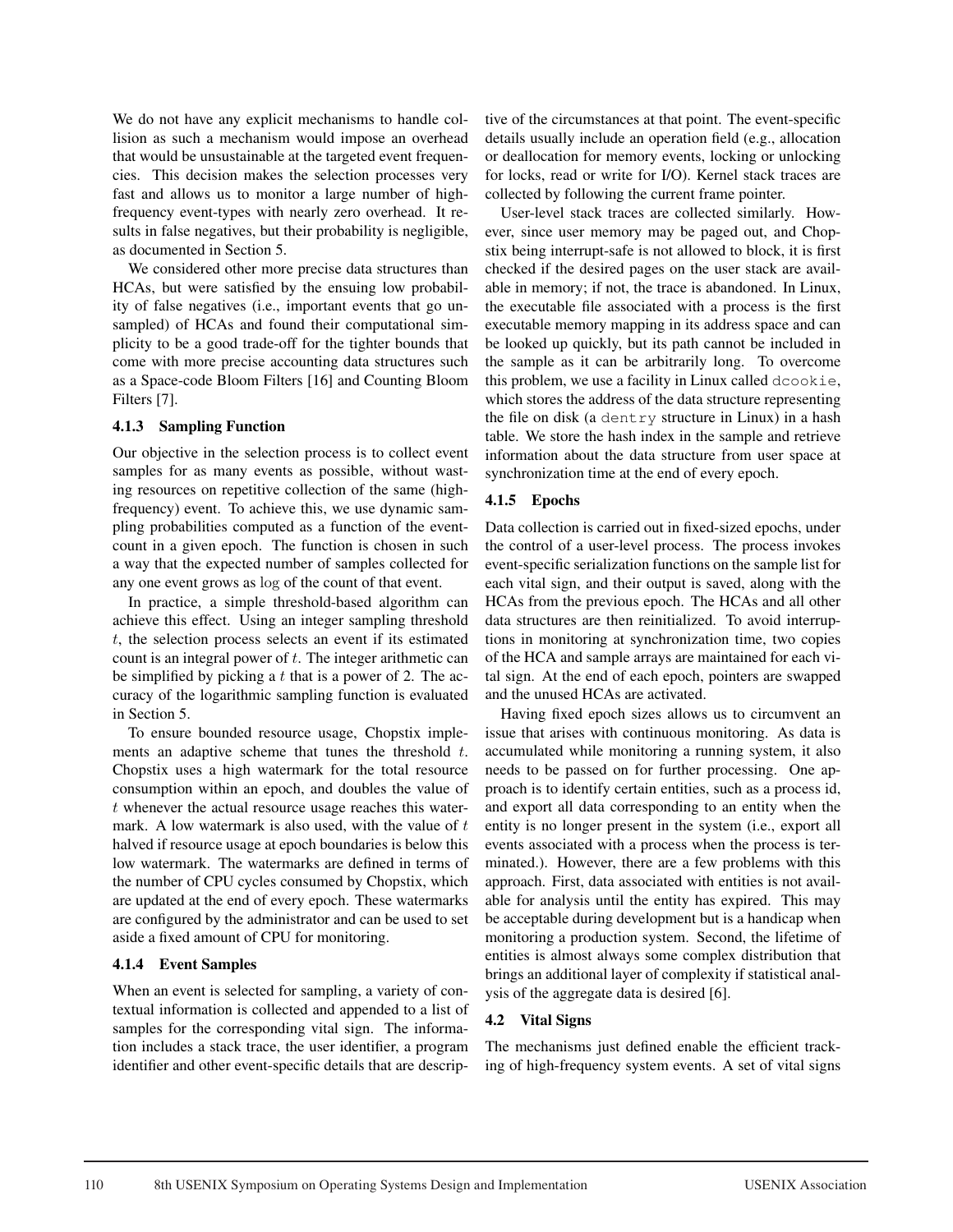We do not have any explicit mechanisms to handle collision as such a mechanism would impose an overhead that would be unsustainable at the targeted event frequencies. This decision makes the selection processes very fast and allows us to monitor a large number of high-frequency event-types with nearly zero overhead. It results in false negatives, but their probability is negligible, as documented in Section 5.

We considered other more precise data structures than HCAs, but were satisfied by the ensuing low probability of false negatives (i.e., important events that go unsampled) of HCAs and found their computational simplicity to be a good trade-off for the tighter bounds that come with more precise accounting data structures such as a Space-code Bloom Filters [16] and Counting Bloom Filters [7].

#### 4.1.3 Sampling Function

Our objective in the selection process is to collect event samples for as many events as possible, without wasting resources on repetitive collection of the same (high-frequency) event. To achieve this, we use dynamic sampling probabilities computed as a function of the event-count in a given epoch. The function is chosen in such a way that the expected number of samples collected for any one event grows as $\log$ of the count of that event.

In practice, a simple threshold-based algorithm can achieve this effect. Using an integer sampling threshold $t$, the selection process selects an event if its estimated count is an integral power of $t$. The integer arithmetic can be simplified by picking a $t$ that is a power of 2. The accuracy of the logarithmic sampling function is evaluated in Section 5.

To ensure bounded resource usage, Chopstix implements an adaptive scheme that tunes the threshold $t$. Chopstix uses a high watermark for the total resource consumption within an epoch, and doubles the value of $t$ whenever the actual resource usage reaches this watermark. A low watermark is also used, with the value of $t$ halved if resource usage at epoch boundaries is below this low watermark. The watermarks are defined in terms of the number of CPU cycles consumed by Chopstix, which are updated at the end of every epoch. These watermarks are configured by the administrator and can be used to set aside a fixed amount of CPU for monitoring.

#### 4.1.4 Event Samples

When an event is selected for sampling, a variety of contextual information is collected and appended to a list of samples for the corresponding vital sign. The information includes a stack trace, the user identifier, a program identifier and other event-specific details that are descriptive of the circumstances at that point. The event-specific details usually include an operation field (e.g., allocation or deallocation for memory events, locking or unlocking for locks, read or write for I/O). Kernel stack traces are collected by following the current frame pointer.

User-level stack traces are collected similarly. However, since user memory may be paged out, and Chopstix being interrupt-safe is not allowed to block, it is first checked if the desired pages on the user stack are available in memory; if not, the trace is abandoned. In Linux, the executable file associated with a process is the first executable memory mapping in its address space and can be looked up quickly, but its path cannot be included in the sample as it can be arbitrarily long. To overcome this problem, we use a facility in Linux called `dcookie`, which stores the address of the data structure representing the file on disk (a `dentry` structure in Linux) in a hash table. We store the hash index in the sample and retrieve information about the data structure from user space at synchronization time at the end of every epoch.

#### 4.1.5 Epochs

Data collection is carried out in fixed-sized epochs, under the control of a user-level process. The process invokes event-specific serialization functions on the sample list for each vital sign, and their output is saved, along with the HCAs from the previous epoch. The HCAs and all other data structures are then reinitialized. To avoid interruptions in monitoring at synchronization time, two copies of the HCA and sample arrays are maintained for each vital sign. At the end of each epoch, pointers are swapped and the unused HCAs are activated.

Having fixed epoch sizes allows us to circumvent an issue that arises with continuous monitoring. As data is accumulated while monitoring a running system, it also needs to be passed on for further processing. One approach is to identify certain entities, such as a process id, and export all data corresponding to an entity when the entity is no longer present in the system (i.e., export all events associated with a process when the process is terminated.). However, there are a few problems with this approach. First, data associated with entities is not available for analysis until the entity has expired. This may be acceptable during development but is a handicap when monitoring a production system. Second, the lifetime of entities is almost always some complex distribution that brings an additional layer of complexity if statistical analysis of the aggregate data is desired [6].

### 4.2 Vital Signs

The mechanisms just defined enable the efficient tracking of high-frequency system events. A set of vital signs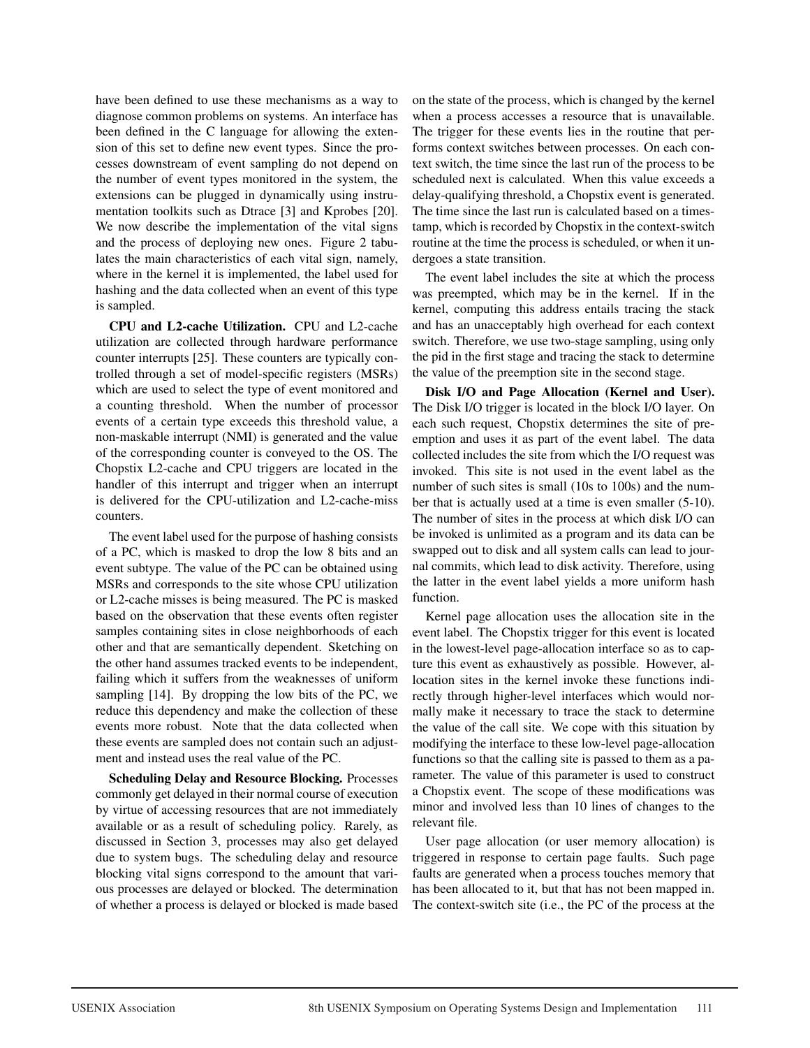have been defined to use these mechanisms as a way to diagnose common problems on systems. An interface has been defined in the C language for allowing the extension of this set to define new event types. Since the processes downstream of event sampling do not depend on the number of event types monitored in the system, the extensions can be plugged in dynamically using instrumentation toolkits such as Dtrace [3] and Kprobes [20]. We now describe the implementation of the vital signs and the process of deploying new ones. Figure 2 tabulates the main characteristics of each vital sign, namely, where in the kernel it is implemented, the label used for hashing and the data collected when an event of this type is sampled.

**CPU and L2-cache Utilization.** CPU and L2-cache utilization are collected through hardware performance counter interrupts [25]. These counters are typically controlled through a set of model-specific registers (MSRs) which are used to select the type of event monitored and a counting threshold. When the number of processor events of a certain type exceeds this threshold value, a non-maskable interrupt (NMI) is generated and the value of the corresponding counter is conveyed to the OS. The Chopstix L2-cache and CPU triggers are located in the handler of this interrupt and trigger when an interrupt is delivered for the CPU-utilization and L2-cache-miss counters.

The event label used for the purpose of hashing consists of a PC, which is masked to drop the low 8 bits and an event subtype. The value of the PC can be obtained using MSRs and corresponds to the site whose CPU utilization or L2-cache misses is being measured. The PC is masked based on the observation that these events often register samples containing sites in close neighborhoods of each other and that are semantically dependent. Sketching on the other hand assumes tracked events to be independent, failing which it suffers from the weaknesses of uniform sampling [14]. By dropping the low bits of the PC, we reduce this dependency and make the collection of these events more robust. Note that the data collected when these events are sampled does not contain such an adjustment and instead uses the real value of the PC.

**Scheduling Delay and Resource Blocking.** Processes commonly get delayed in their normal course of execution by virtue of accessing resources that are not immediately available or as a result of scheduling policy. Rarely, as discussed in Section 3, processes may also get delayed due to system bugs. The scheduling delay and resource blocking vital signs correspond to the amount that various processes are delayed or blocked. The determination of whether a process is delayed or blocked is made based on the state of the process, which is changed by the kernel when a process accesses a resource that is unavailable. The trigger for these events lies in the routine that performs context switches between processes. On each context switch, the time since the last run of the process to be scheduled next is calculated. When this value exceeds a delay-qualifying threshold, a Chopstix event is generated. The time since the last run is calculated based on a timestamp, which is recorded by Chopstix in the context-switch routine at the time the process is scheduled, or when it undergoes a state transition.

The event label includes the site at which the process was preempted, which may be in the kernel. If in the kernel, computing this address entails tracing the stack and has an unacceptably high overhead for each context switch. Therefore, we use two-stage sampling, using only the pid in the first stage and tracing the stack to determine the value of the preemption site in the second stage.

**Disk I/O and Page Allocation (Kernel and User).** The Disk I/O trigger is located in the block I/O layer. On each such request, Chopstix determines the site of preemption and uses it as part of the event label. The data collected includes the site from which the I/O request was invoked. This site is not used in the event label as the number of such sites is small (10s to 100s) and the number that is actually used at a time is even smaller (5-10). The number of sites in the process at which disk I/O can be invoked is unlimited as a program and its data can be swapped out to disk and all system calls can lead to journal commits, which lead to disk activity. Therefore, using the latter in the event label yields a more uniform hash function.

Kernel page allocation uses the allocation site in the event label. The Chopstix trigger for this event is located in the lowest-level page-allocation interface so as to capture this event as exhaustively as possible. However, allocation sites in the kernel invoke these functions indirectly through higher-level interfaces which would normally make it necessary to trace the stack to determine the value of the call site. We cope with this situation by modifying the interface to these low-level page-allocation functions so that the calling site is passed to them as a parameter. The value of this parameter is used to construct a Chopstix event. The scope of these modifications was minor and involved less than 10 lines of changes to the relevant file.

User page allocation (or user memory allocation) is triggered in response to certain page faults. Such page faults are generated when a process touches memory that has been allocated to it, but that has not been mapped in. The context-switch site (i.e., the PC of the process at the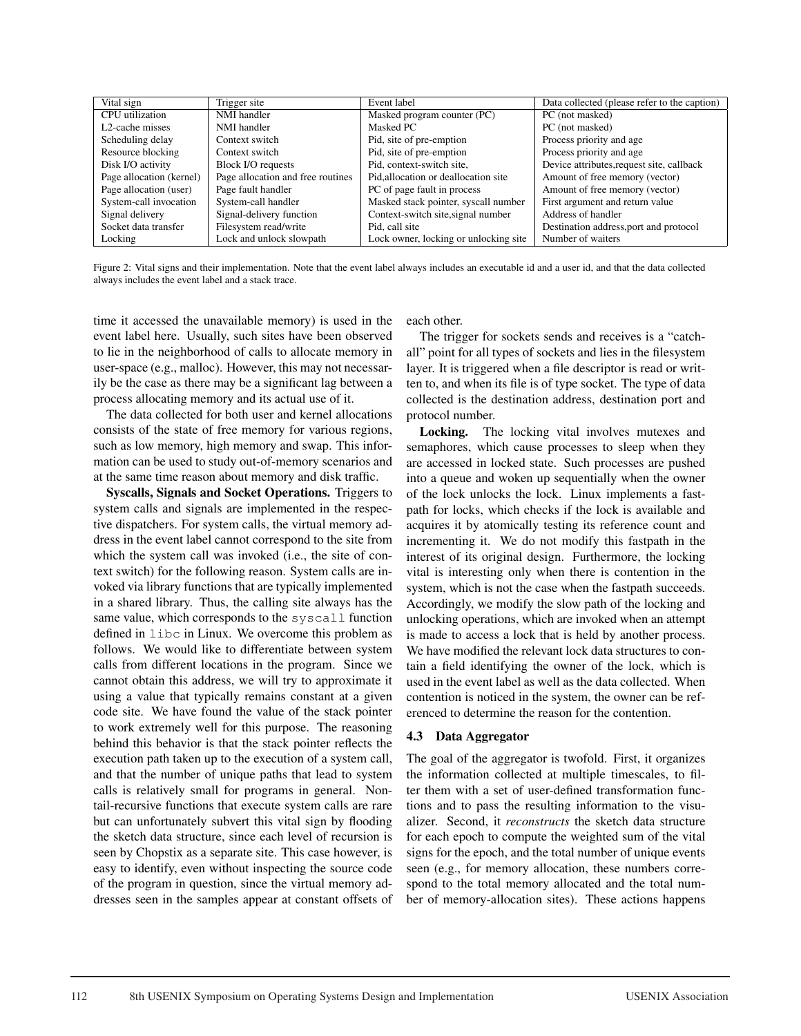| Vital sign | Trigger site | Event label | Data collected (please refer to the caption) |
|---|---|---|---|
| CPU utilization | NMI handler | Masked program counter (PC) | PC (not masked) |
| L2-cache misses | NMI handler | Masked PC | PC (not masked) |
| Scheduling delay | Context switch | Pid, site of pre-emption | Process priority and age |
| Resource blocking | Context switch | Pid, site of pre-emption | Process priority and age |
| Disk I/O activity | Block I/O requests | Pid, context-switch site, | Device attributes,request site, callback |
| Page allocation (kernel) | Page allocation and free routines | Pid,allocation or deallocation site | Amount of free memory (vector) |
| Page allocation (user) | Page fault handler | PC of page fault in process | Amount of free memory (vector) |
| System-call invocation | System-call handler | Masked stack pointer, syscall number | First argument and return value |
| Signal delivery | Signal-delivery function | Context-switch site,signal number | Address of handler |
| Socket data transfer | Filesystem read/write | Pid, call site | Destination address,port and protocol |
| Locking | Lock and unlock slowpath | Lock owner, locking or unlocking site | Number of waiters |

Figure 2: Vital signs and their implementation. Note that the event label always includes an executable id and a user id, and that the data collected always includes the event label and a stack trace.

time it accessed the unavailable memory) is used in the event label here. Usually, such sites have been observed to lie in the neighborhood of calls to allocate memory in user-space (e.g., malloc). However, this may not necessarily be the case as there may be a significant lag between a process allocating memory and its actual use of it.

The data collected for both user and kernel allocations consists of the state of free memory for various regions, such as low memory, high memory and swap. This information can be used to study out-of-memory scenarios and at the same time reason about memory and disk traffic.

**Syscalls, Signals and Socket Operations.** Triggers to system calls and signals are implemented in the respective dispatchers. For system calls, the virtual memory address in the event label cannot correspond to the site from which the system call was invoked (i.e., the site of context switch) for the following reason. System calls are invoked via library functions that are typically implemented in a shared library. Thus, the calling site always has the same value, which corresponds to the `syscall` function defined in `libc` in Linux. We overcome this problem as follows. We would like to differentiate between system calls from different locations in the program. Since we cannot obtain this address, we will try to approximate it using a value that typically remains constant at a given code site. We have found the value of the stack pointer to work extremely well for this purpose. The reasoning behind this behavior is that the stack pointer reflects the execution path taken up to the execution of a system call, and that the number of unique paths that lead to system calls is relatively small for programs in general. Non-tail-recursive functions that execute system calls are rare but can unfortunately subvert this vital sign by flooding the sketch data structure, since each level of recursion is seen by Chopstix as a separate site. This case however, is easy to identify, even without inspecting the source code of the program in question, since the virtual memory addresses seen in the samples appear at constant offsets of each other.

The trigger for sockets sends and receives is a "catch-all" point for all types of sockets and lies in the filesystem layer. It is triggered when a file descriptor is read or written to, and when its file is of type socket. The type of data collected is the destination address, destination port and protocol number.

**Locking.** The locking vital involves mutexes and semaphores, which cause processes to sleep when they are accessed in locked state. Such processes are pushed into a queue and woken up sequentially when the owner of the lock unlocks the lock. Linux implements a fast-path for locks, which checks if the lock is available and acquires it by atomically testing its reference count and incrementing it. We do not modify this fastpath in the interest of its original design. Furthermore, the locking vital is interesting only when there is contention in the system, which is not the case when the fastpath succeeds. Accordingly, we modify the slow path of the locking and unlocking operations, which are invoked when an attempt is made to access a lock that is held by another process. We have modified the relevant lock data structures to contain a field identifying the owner of the lock, which is used in the event label as well as the data collected. When contention is noticed in the system, the owner can be referenced to determine the reason for the contention.

### 4.3 Data Aggregator

The goal of the aggregator is twofold. First, it organizes the information collected at multiple timescales, to filter them with a set of user-defined transformation functions and to pass the resulting information to the visualizer. Second, it *reconstructs* the sketch data structure for each epoch to compute the weighted sum of the vital signs for the epoch, and the total number of unique events seen (e.g., for memory allocation, these numbers correspond to the total memory allocated and the total number of memory-allocation sites). These actions happens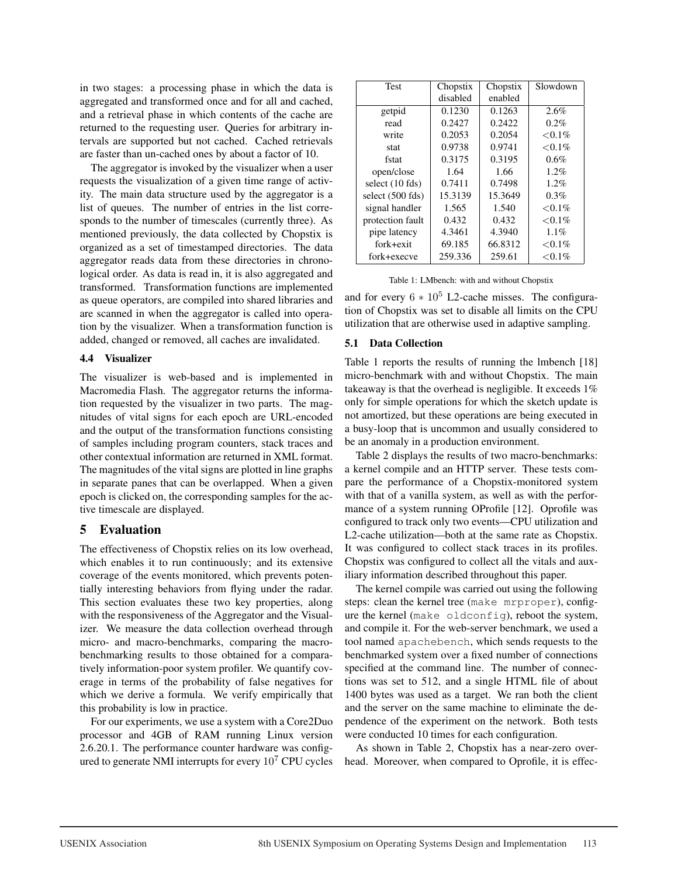in two stages: a processing phase in which the data is aggregated and transformed once and for all and cached, and a retrieval phase in which contents of the cache are returned to the requesting user. Queries for arbitrary intervals are supported but not cached. Cached retrievals are faster than un-cached ones by about a factor of 10.

The aggregator is invoked by the visualizer when a user requests the visualization of a given time range of activity. The main data structure used by the aggregator is a list of queues. The number of entries in the list corresponds to the number of timescales (currently three). As mentioned previously, the data collected by Chopstix is organized as a set of timestamped directories. The data aggregator reads data from these directories in chronological order. As data is read in, it is also aggregated and transformed. Transformation functions are implemented as queue operators, are compiled into shared libraries and are scanned in when the aggregator is called into operation by the visualizer. When a transformation function is added, changed or removed, all caches are invalidated.

### 4.4 Visualizer

The visualizer is web-based and is implemented in Macromedia Flash. The aggregator returns the information requested by the visualizer in two parts. The magnitudes of vital signs for each epoch are URL-encoded and the output of the transformation functions consisting of samples including program counters, stack traces and other contextual information are returned in XML format. The magnitudes of the vital signs are plotted in line graphs in separate panes that can be overlapped. When a given epoch is clicked on, the corresponding samples for the active timescale are displayed.

## 5 Evaluation

The effectiveness of Chopstix relies on its low overhead, which enables it to run continuously; and its extensive coverage of the events monitored, which prevents potentially interesting behaviors from flying under the radar. This section evaluates these two key properties, along with the responsiveness of the Aggregator and the Visualizer. We measure the data collection overhead through micro- and macro-benchmarks, comparing the macrobenchmarking results to those obtained for a comparatively information-poor system profiler. We quantify coverage in terms of the probability of false negatives for which we derive a formula. We verify empirically that this probability is low in practice.

For our experiments, we use a system with a Core2Duo processor and 4GB of RAM running Linux version 2.6.20.1. The performance counter hardware was configured to generate NMI interrupts for every $10^7$ CPU cycles and for every $6 * 10^5$ L2-cache misses. The configuration of Chopstix was set to disable all limits on the CPU utilization that are otherwise used in adaptive sampling.

| Test | Chopstix disabled | Chopstix enabled | Slowdown |
|---|---|---|---|
| getpid | 0.1230 | 0.1263 | 2.6% |
| read | 0.2427 | 0.2422 | 0.2% |
| write | 0.2053 | 0.2054 | <0.1% |
| stat | 0.9738 | 0.9741 | <0.1% |
| fstat | 0.3175 | 0.3195 | 0.6% |
| open/close | 1.64 | 1.66 | 1.2% |
| select (10 fds) | 0.7411 | 0.7498 | 1.2% |
| select (500 fds) | 15.3139 | 15.3649 | 0.3% |
| signal handler | 1.565 | 1.540 | <0.1% |
| protection fault | 0.432 | 0.432 | <0.1% |
| pipe latency | 4.3461 | 4.3940 | 1.1% |
| fork+exit | 69.185 | 66.8312 | <0.1% |
| fork+execve | 259.336 | 259.61 | <0.1% |

Table 1: LMbench: with and without Chopstix

### 5.1 Data Collection

Table 1 reports the results of running the lmbench [18] micro-benchmark with and without Chopstix. The main takeaway is that the overhead is negligible. It exceeds 1% only for simple operations for which the sketch update is not amortized, but these operations are being executed in a busy-loop that is uncommon and usually considered to be an anomaly in a production environment.

Table 2 displays the results of two macro-benchmarks: a kernel compile and an HTTP server. These tests compare the performance of a Chopstix-monitored system with that of a vanilla system, as well as with the performance of a system running OProfile [12]. Oprofile was configured to track only two events—CPU utilization and L2-cache utilization—both at the same rate as Chopstix. It was configured to collect stack traces in its profiles. Chopstix was configured to collect all the vitals and auxiliary information described throughout this paper.

The kernel compile was carried out using the following steps: clean the kernel tree (`make mrproper`), configure the kernel (`make oldconfig`), reboot the system, and compile it. For the web-server benchmark, we used a tool named `apachebench`, which sends requests to the benchmarked system over a fixed number of connections specified at the command line. The number of connections was set to 512, and a single HTML file of about 1400 bytes was used as a target. We ran both the client and the server on the same machine to eliminate the dependence of the experiment on the network. Both tests were conducted 10 times for each configuration.

As shown in Table 2, Chopstix has a near-zero overhead. Moreover, when compared to Oprofile, it is effec-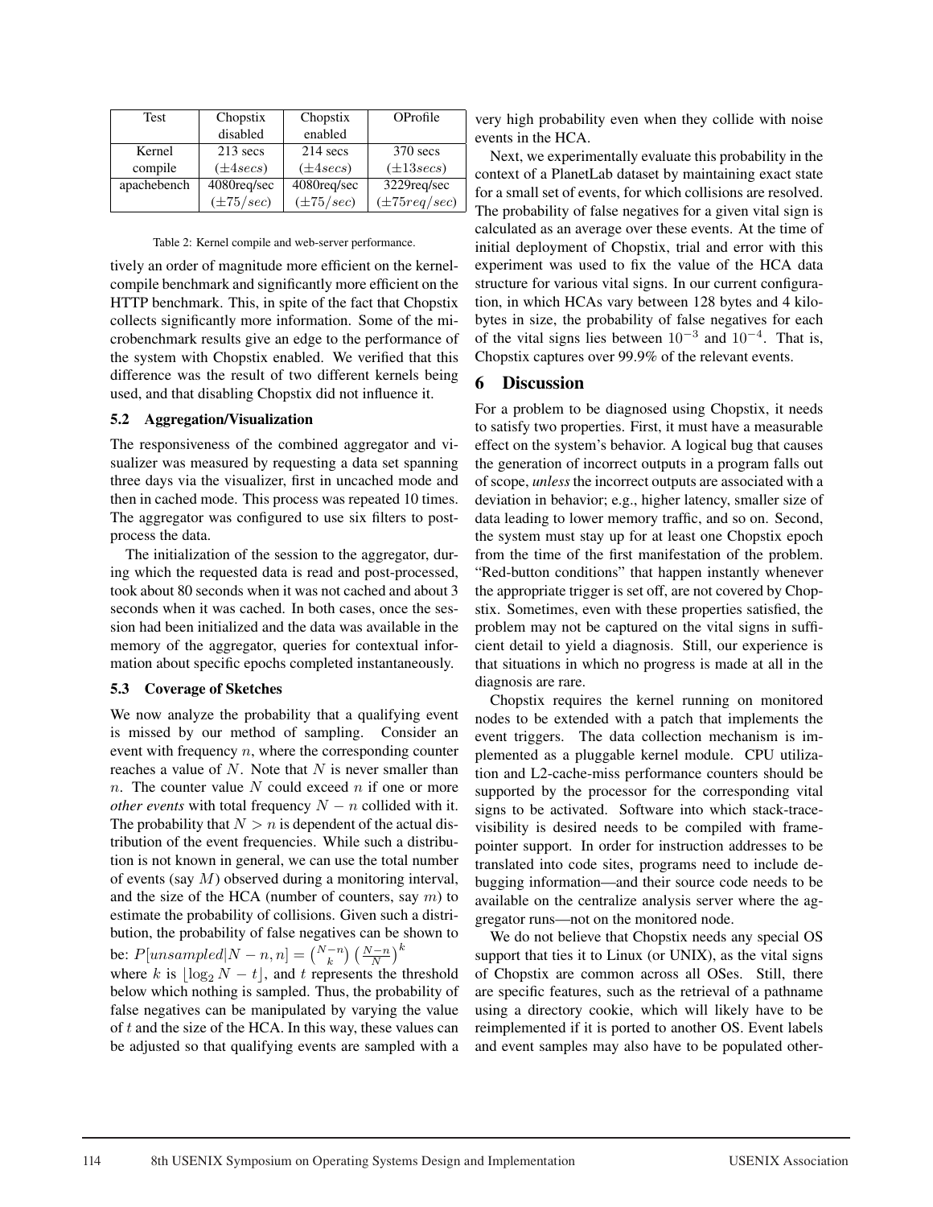| Test | Chopstix disabled | Chopstix enabled | OProfile |
|---|---|---|---|
| Kernel compile | 213 secs ($\pm 4 secs$) | 214 secs ($\pm 4 secs$) | 370 secs ($\pm 13 secs$) |
| apachebench | 4080req/sec ($\pm 75/sec$) | 4080req/sec ($\pm 75/sec$) | 3229req/sec ($\pm 75 req/sec$) |

Table 2: Kernel compile and web-server performance.

tively an order of magnitude more efficient on the kernel-compile benchmark and significantly more efficient on the HTTP benchmark. This, in spite of the fact that Chopstix collects significantly more information. Some of the microbenchmark results give an edge to the performance of the system with Chopstix enabled. We verified that this difference was the result of two different kernels being used, and that disabling Chopstix did not influence it.

### 5.2 Aggregation/Visualization

The responsiveness of the combined aggregator and visualizer was measured by requesting a data set spanning three days via the visualizer, first in uncached mode and then in cached mode. This process was repeated 10 times. The aggregator was configured to use six filters to post-process the data.

The initialization of the session to the aggregator, during which the requested data is read and post-processed, took about 80 seconds when it was not cached and about 3 seconds when it was cached. In both cases, once the session had been initialized and the data was available in the memory of the aggregator, queries for contextual information about specific epochs completed instantaneously.

### 5.3 Coverage of Sketches

We now analyze the probability that a qualifying event is missed by our method of sampling. Consider an event with frequency $n$, where the corresponding counter reaches a value of $N$. Note that $N$ is never smaller than $n$. The counter value $N$ could exceed $n$ if one or more *other events* with total frequency $N - n$ collided with it. The probability that $N > n$ is dependent of the actual distribution of the event frequencies. While such a distribution is not known in general, we can use the total number of events (say $M$) observed during a monitoring interval, and the size of the HCA (number of counters, say $m$) to estimate the probability of collisions. Given such a distribution, the probability of false negatives can be shown to be: $P[unsampled|N - n, n] = \binom{N-n}{k}\left(\frac{N-n}{N}\right)^k$ where $k$ is $\lfloor \log_2 N - t \rfloor$, and $t$ represents the threshold below which nothing is sampled. Thus, the probability of false negatives can be manipulated by varying the value of $t$ and the size of the HCA. In this way, these values can be adjusted so that qualifying events are sampled with a very high probability even when they collide with noise events in the HCA.

Next, we experimentally evaluate this probability in the context of a PlanetLab dataset by maintaining exact state for a small set of events, for which collisions are resolved. The probability of false negatives for a given vital sign is calculated as an average over these events. At the time of initial deployment of Chopstix, trial and error with this experiment was used to fix the value of the HCA data structure for various vital signs. In our current configuration, in which HCAs vary between 128 bytes and 4 kilobytes in size, the probability of false negatives for each of the vital signs lies between $10^{-3}$ and $10^{-4}$. That is, Chopstix captures over 99.9% of the relevant events.

## 6 Discussion

For a problem to be diagnosed using Chopstix, it needs to satisfy two properties. First, it must have a measurable effect on the system's behavior. A logical bug that causes the generation of incorrect outputs in a program falls out of scope, *unless* the incorrect outputs are associated with a deviation in behavior; e.g., higher latency, smaller size of data leading to lower memory traffic, and so on. Second, the system must stay up for at least one Chopstix epoch from the time of the first manifestation of the problem. "Red-button conditions" that happen instantly whenever the appropriate trigger is set off, are not covered by Chopstix. Sometimes, even with these properties satisfied, the problem may not be captured on the vital signs in sufficient detail to yield a diagnosis. Still, our experience is that situations in which no progress is made at all in the diagnosis are rare.

Chopstix requires the kernel running on monitored nodes to be extended with a patch that implements the event triggers. The data collection mechanism is implemented as a pluggable kernel module. CPU utilization and L2-cache-miss performance counters should be supported by the processor for the corresponding vital signs to be activated. Software into which stack-trace-visibility is desired needs to be compiled with frame-pointer support. In order for instruction addresses to be translated into code sites, programs need to include debugging information—and their source code needs to be available on the centralize analysis server where the aggregator runs—not on the monitored node.

We do not believe that Chopstix needs any special OS support that ties it to Linux (or UNIX), as the vital signs of Chopstix are common across all OSes. Still, there are specific features, such as the retrieval of a pathname using a directory cookie, which will likely have to be reimplemented if it is ported to another OS. Event labels and event samples may also have to be populated other-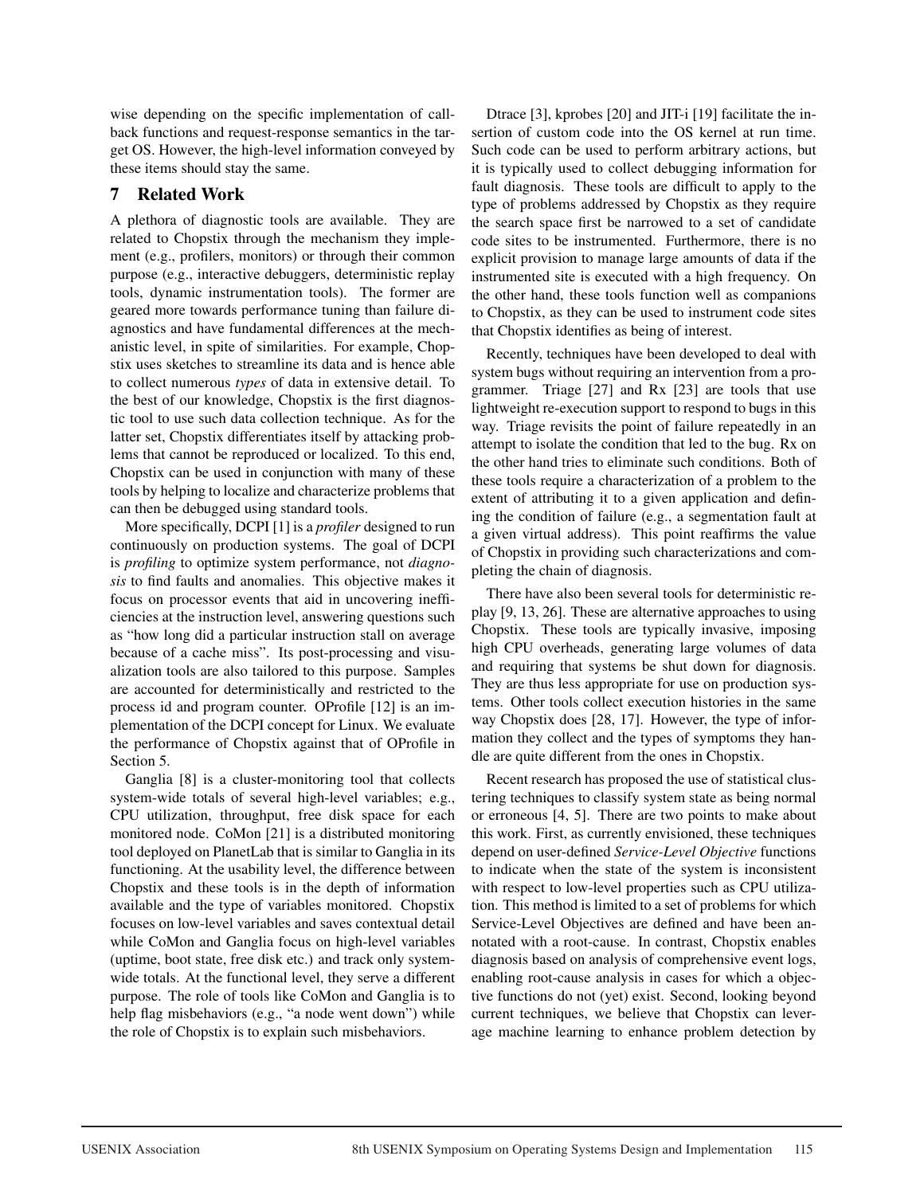wise depending on the specific implementation of callback functions and request-response semantics in the target OS. However, the high-level information conveyed by these items should stay the same.

## 7 Related Work

A plethora of diagnostic tools are available. They are related to Chopstix through the mechanism they implement (e.g., profilers, monitors) or through their common purpose (e.g., interactive debuggers, deterministic replay tools, dynamic instrumentation tools). The former are geared more towards performance tuning than failure diagnostics and have fundamental differences at the mechanistic level, in spite of similarities. For example, Chopstix uses sketches to streamline its data and is hence able to collect numerous *types* of data in extensive detail. To the best of our knowledge, Chopstix is the first diagnostic tool to use such data collection technique. As for the latter set, Chopstix differentiates itself by attacking problems that cannot be reproduced or localized. To this end, Chopstix can be used in conjunction with many of these tools by helping to localize and characterize problems that can then be debugged using standard tools.

More specifically, DCPI [1] is a *profiler* designed to run continuously on production systems. The goal of DCPI is *profiling* to optimize system performance, not *diagnosis* to find faults and anomalies. This objective makes it focus on processor events that aid in uncovering inefficiencies at the instruction level, answering questions such as "how long did a particular instruction stall on average because of a cache miss". Its post-processing and visualization tools are also tailored to this purpose. Samples are accounted for deterministically and restricted to the process id and program counter. OProfile [12] is an implementation of the DCPI concept for Linux. We evaluate the performance of Chopstix against that of OProfile in Section 5.

Ganglia [8] is a cluster-monitoring tool that collects system-wide totals of several high-level variables; e.g., CPU utilization, throughput, free disk space for each monitored node. CoMon [21] is a distributed monitoring tool deployed on PlanetLab that is similar to Ganglia in its functioning. At the usability level, the difference between Chopstix and these tools is in the depth of information available and the type of variables monitored. Chopstix focuses on low-level variables and saves contextual detail while CoMon and Ganglia focus on high-level variables (uptime, boot state, free disk etc.) and track only system-wide totals. At the functional level, they serve a different purpose. The role of tools like CoMon and Ganglia is to help flag misbehaviors (e.g., "a node went down") while the role of Chopstix is to explain such misbehaviors.

Dtrace [3], kprobes [20] and JIT-i [19] facilitate the insertion of custom code into the OS kernel at run time. Such code can be used to perform arbitrary actions, but it is typically used to collect debugging information for fault diagnosis. These tools are difficult to apply to the type of problems addressed by Chopstix as they require the search space first be narrowed to a set of candidate code sites to be instrumented. Furthermore, there is no explicit provision to manage large amounts of data if the instrumented site is executed with a high frequency. On the other hand, these tools function well as companions to Chopstix, as they can be used to instrument code sites that Chopstix identifies as being of interest.

Recently, techniques have been developed to deal with system bugs without requiring an intervention from a programmer. Triage [27] and Rx [23] are tools that use lightweight re-execution support to respond to bugs in this way. Triage revisits the point of failure repeatedly in an attempt to isolate the condition that led to the bug. Rx on the other hand tries to eliminate such conditions. Both of these tools require a characterization of a problem to the extent of attributing it to a given application and defining the condition of failure (e.g., a segmentation fault at a given virtual address). This point reaffirms the value of Chopstix in providing such characterizations and completing the chain of diagnosis.

There have also been several tools for deterministic replay [9, 13, 26]. These are alternative approaches to using Chopstix. These tools are typically invasive, imposing high CPU overheads, generating large volumes of data and requiring that systems be shut down for diagnosis. They are thus less appropriate for use on production systems. Other tools collect execution histories in the same way Chopstix does [28, 17]. However, the type of information they collect and the types of symptoms they handle are quite different from the ones in Chopstix.

Recent research has proposed the use of statistical clustering techniques to classify system state as being normal or erroneous [4, 5]. There are two points to make about this work. First, as currently envisioned, these techniques depend on user-defined *Service-Level Objective* functions to indicate when the state of the system is inconsistent with respect to low-level properties such as CPU utilization. This method is limited to a set of problems for which Service-Level Objectives are defined and have been annotated with a root-cause. In contrast, Chopstix enables diagnosis based on analysis of comprehensive event logs, enabling root-cause analysis in cases for which a objective functions do not (yet) exist. Second, looking beyond current techniques, we believe that Chopstix can leverage machine learning to enhance problem detection by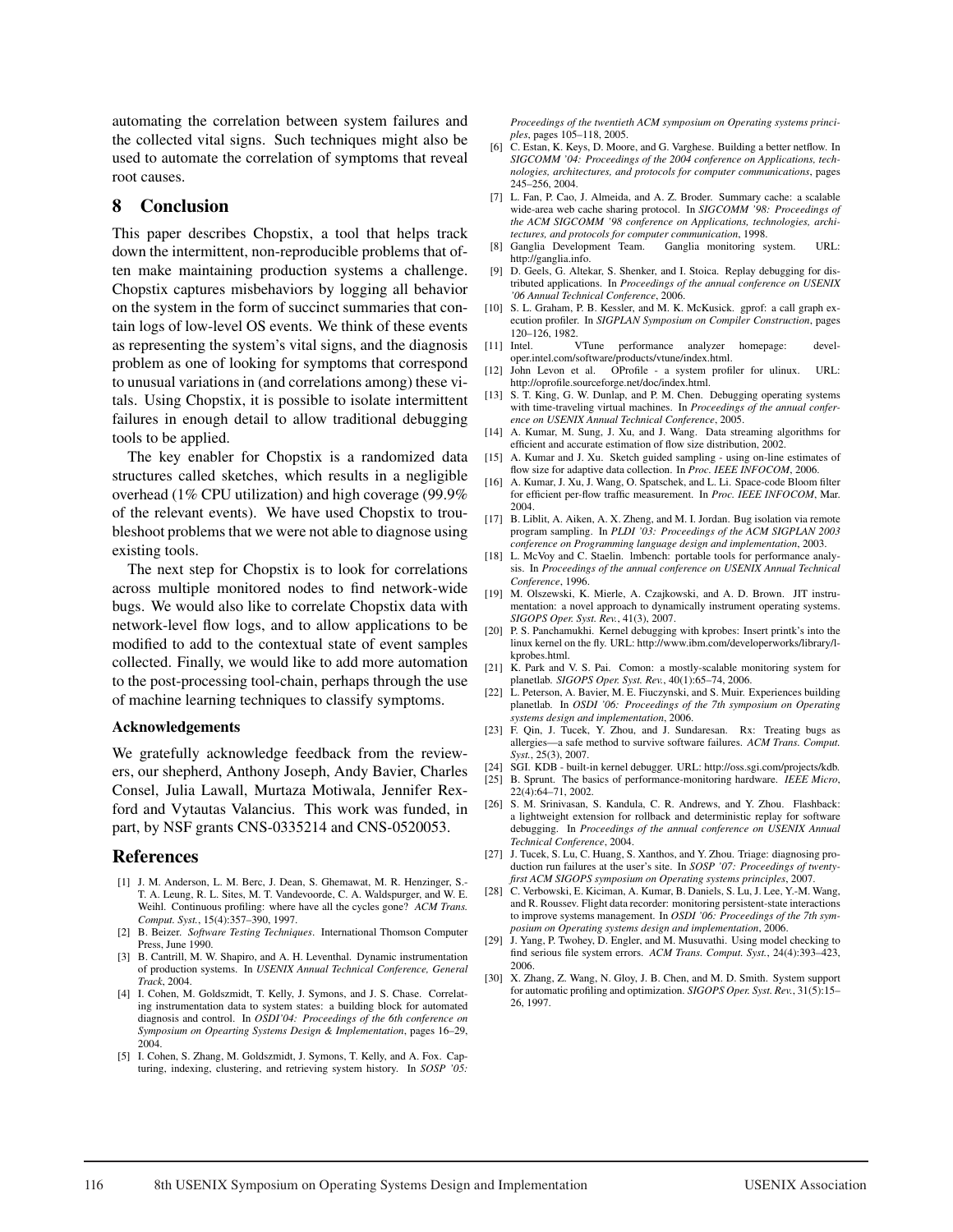automating the correlation between system failures and the collected vital signs. Such techniques might also be used to automate the correlation of symptoms that reveal root causes.

## 8 Conclusion

This paper describes Chopstix, a tool that helps track down the intermittent, non-reproducible problems that often make maintaining production systems a challenge. Chopstix captures misbehaviors by logging all behavior on the system in the form of succinct summaries that contain logs of low-level OS events. We think of these events as representing the system's vital signs, and the diagnosis problem as one of looking for symptoms that correspond to unusual variations in (and correlations among) these vitals. Using Chopstix, it is possible to isolate intermittent failures in enough detail to allow traditional debugging tools to be applied.

The key enabler for Chopstix is a randomized data structures called sketches, which results in a negligible overhead (1% CPU utilization) and high coverage (99.9% of the relevant events). We have used Chopstix to troubleshoot problems that we were not able to diagnose using existing tools.

The next step for Chopstix is to look for correlations across multiple monitored nodes to find network-wide bugs. We would also like to correlate Chopstix data with network-level flow logs, and to allow applications to be modified to add to the contextual state of event samples collected. Finally, we would like to add more automation to the post-processing tool-chain, perhaps through the use of machine learning techniques to classify symptoms.

### Acknowledgements

We gratefully acknowledge feedback from the reviewers, our shepherd, Anthony Joseph, Andy Bavier, Charles Consel, Julia Lawall, Murtaza Motiwala, Jennifer Rexford and Vytautas Valancius. This work was funded, in part, by NSF grants CNS-0335214 and CNS-0520053.

## References

[1] J. M. Anderson, L. M. Berc, J. Dean, S. Ghemawat, M. R. Henzinger, S.-T. A. Leung, R. L. Sites, M. T. Vandevoorde, C. A. Waldspurger, and W. E. Weihl. Continuous profiling: where have all the cycles gone? *ACM Trans. Comput. Syst.*, 15(4):357–390, 1997.

[2] B. Beizer. *Software Testing Techniques*. International Thomson Computer Press, June 1990.

[3] B. Cantrill, M. W. Shapiro, and A. H. Leventhal. Dynamic instrumentation of production systems. In *USENIX Annual Technical Conference, General Track*, 2004.

[4] I. Cohen, M. Goldszmidt, T. Kelly, J. Symons, and J. S. Chase. Correlating instrumentation data to system states: a building block for automated diagnosis and control. In *OSDI'04: Proceedings of the 6th conference on Symposium on Opearting Systems Design & Implementation*, pages 16–29, 2004.

[5] I. Cohen, S. Zhang, M. Goldszmidt, J. Symons, T. Kelly, and A. Fox. Capturing, indexing, clustering, and retrieving system history. In *SOSP '05: Proceedings of the twentieth ACM symposium on Operating systems principles*, pages 105–118, 2005.

[6] C. Estan, K. Keys, D. Moore, and G. Varghese. Building a better netflow. In *SIGCOMM '04: Proceedings of the 2004 conference on Applications, technologies, architectures, and protocols for computer communications*, pages 245–256, 2004.

[7] L. Fan, P. Cao, J. Almeida, and A. Z. Broder. Summary cache: a scalable wide-area web cache sharing protocol. In *SIGCOMM '98: Proceedings of the ACM SIGCOMM '98 conference on Applications, technologies, architectures, and protocols for computer communication*, 1998.

[8] Ganglia Development Team. Ganglia monitoring system. URL: http://ganglia.info.

[9] D. Geels, G. Altekar, S. Shenker, and I. Stoica. Replay debugging for distributed applications. In *Proceedings of the annual conference on USENIX '06 Annual Technical Conference*, 2006.

[10] S. L. Graham, P. B. Kessler, and M. K. McKusick. gprof: a call graph execution profiler. In *SIGPLAN Symposium on Compiler Construction*, pages 120–126, 1982.

[11] Intel. VTune performance analyzer homepage: developer.intel.com/software/products/vtune/index.html.

[12] John Levon et al. OProfile - a system profiler for ulinux. URL: http://oprofile.sourceforge.net/doc/index.html.

[13] S. T. King, G. W. Dunlap, and P. M. Chen. Debugging operating systems with time-traveling virtual machines. In *Proceedings of the annual conference on USENIX Annual Technical Conference*, 2005.

[14] A. Kumar, M. Sung, J. Xu, and J. Wang. Data streaming algorithms for efficient and accurate estimation of flow size distribution, 2002.

[15] A. Kumar and J. Xu. Sketch guided sampling - using on-line estimates of flow size for adaptive data collection. In *Proc. IEEE INFOCOM*, 2006.

[16] A. Kumar, J. Xu, J. Wang, O. Spatschek, and L. Li. Space-code Bloom filter for efficient per-flow traffic measurement. In *Proc. IEEE INFOCOM*, Mar. 2004.

[17] B. Liblit, A. Aiken, A. X. Zheng, and M. I. Jordan. Bug isolation via remote program sampling. In *PLDI '03: Proceedings of the ACM SIGPLAN 2003 conference on Programming language design and implementation*, 2003.

[18] L. McVoy and C. Staelin. lmbench: portable tools for performance analysis. In *Proceedings of the annual conference on USENIX Annual Technical Conference*, 1996.

[19] M. Olszewski, K. Mierle, A. Czajkowski, and A. D. Brown. JIT instrumentation: a novel approach to dynamically instrument operating systems. *SIGOPS Oper. Syst. Rev.*, 41(3), 2007.

[20] P. S. Panchamukhi. Kernel debugging with kprobes: Insert printk's into the linux kernel on the fly. URL: http://www.ibm.com/developerworks/library/l-kprobes.html.

[21] K. Park and V. S. Pai. Comon: a mostly-scalable monitoring system for planetlab. *SIGOPS Oper. Syst. Rev.*, 40(1):65–74, 2006.

[22] L. Peterson, A. Bavier, M. E. Fiuczynski, and S. Muir. Experiences building planetlab. In *OSDI '06: Proceedings of the 7th symposium on Operating systems design and implementation*, 2006.

[23] F. Qin, J. Tucek, Y. Zhou, and J. Sundaresan. Rx: Treating bugs as allergies—a safe method to survive software failures. *ACM Trans. Comput. Syst.*, 25(3), 2007.

[24] SGI. KDB - built-in kernel debugger. URL: http://oss.sgi.com/projects/kdb.

[25] B. Sprunt. The basics of performance-monitoring hardware. *IEEE Micro*, 22(4):64–71, 2002.

[26] S. M. Srinivasan, S. Kandula, C. R. Andrews, and Y. Zhou. Flashback: a lightweight extension for rollback and deterministic replay for software debugging. In *Proceedings of the annual conference on USENIX Annual Technical Conference*, 2004.

[27] J. Tucek, S. Lu, C. Huang, S. Xanthos, and Y. Zhou. Triage: diagnosing production run failures at the user's site. In *SOSP '07: Proceedings of twenty-first ACM SIGOPS symposium on Operating systems principles*, 2007.

[28] C. Verbowski, E. Kiciman, A. Kumar, B. Daniels, S. Lu, J. Lee, Y.-M. Wang, and R. Roussev. Flight data recorder: monitoring persistent-state interactions to improve systems management. In *OSDI '06: Proceedings of the 7th symposium on Operating systems design and implementation*, 2006.

[29] J. Yang, P. Twohey, D. Engler, and M. Musuvathi. Using model checking to find serious file system errors. *ACM Trans. Comput. Syst.*, 24(4):393–423, 2006.

[30] X. Zhang, Z. Wang, N. Gloy, J. B. Chen, and M. D. Smith. System support for automatic profiling and optimization. *SIGOPS Oper. Syst. Rev.*, 31(5):15–26, 1997.